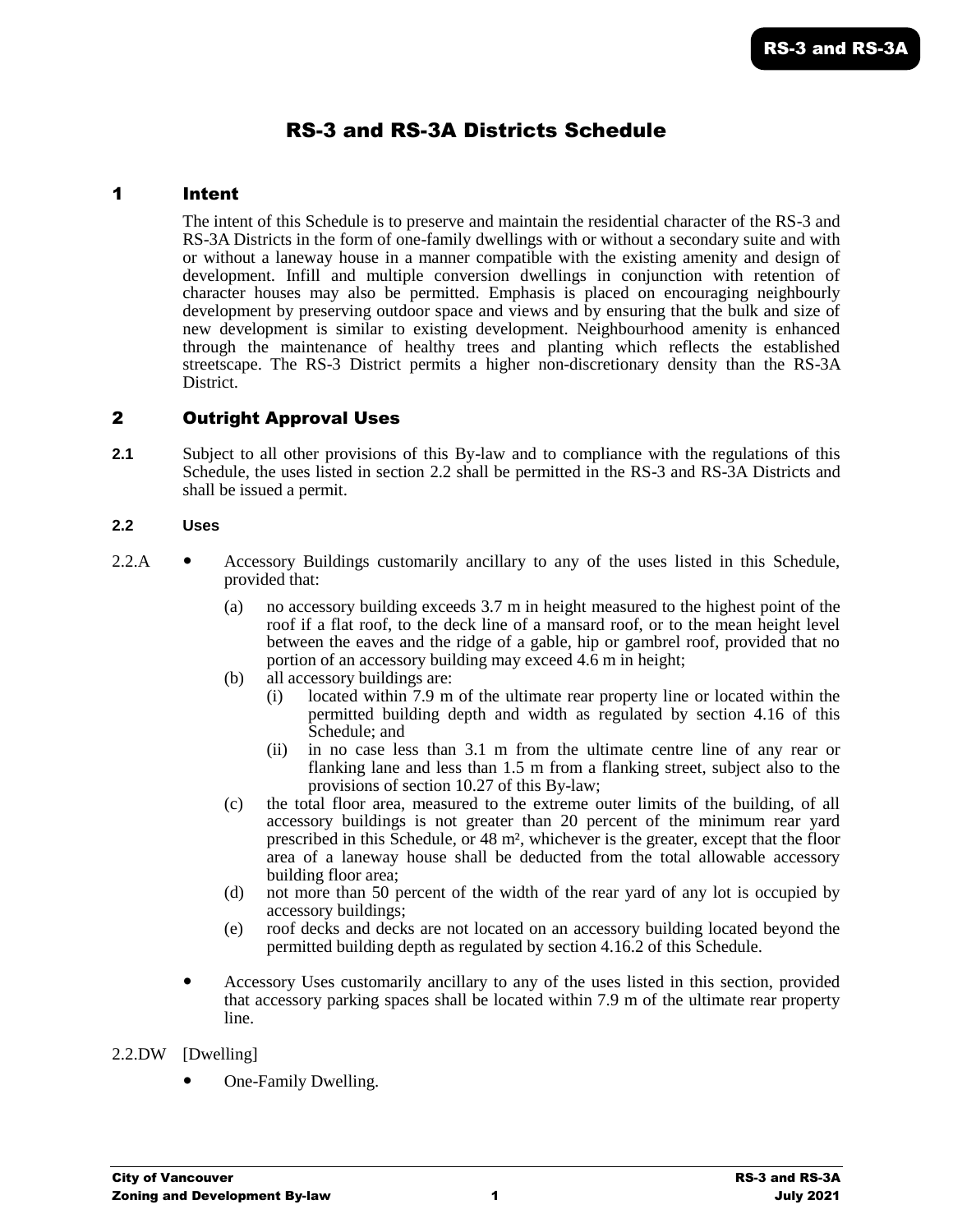# RS-3 and RS-3A Districts Schedule

## 1 Intent

The intent of this Schedule is to preserve and maintain the residential character of the RS-3 and RS-3A Districts in the form of one-family dwellings with or without a secondary suite and with or without a laneway house in a manner compatible with the existing amenity and design of development. Infill and multiple conversion dwellings in conjunction with retention of character houses may also be permitted. Emphasis is placed on encouraging neighbourly development by preserving outdoor space and views and by ensuring that the bulk and size of new development is similar to existing development. Neighbourhood amenity is enhanced through the maintenance of healthy trees and planting which reflects the established streetscape. The RS-3 District permits a higher non-discretionary density than the RS-3A District.

## 2 Outright Approval Uses

**2.1** Subject to all other provisions of this By-law and to compliance with the regulations of this Schedule, the uses listed in section 2.2 shall be permitted in the RS-3 and RS-3A Districts and shall be issued a permit.

### 2.2 Uses

2.2.A

- Accessory Buildings customarily ancillary to any of the uses listed in this Schedule, provided that:
  - (a) no accessory building exceeds 3.7 m in height measured to the highest point of the roof if a flat roof, to the deck line of a mansard roof, or to the mean height level between the eaves and the ridge of a gable, hip or gambrel roof, provided that no portion of an accessory building may exceed 4.6 m in height;
  - (b) all accessory buildings are:
    - (i) located within 7.9 m of the ultimate rear property line or located within the permitted building depth and width as regulated by section 4.16 of this Schedule; and
    - (ii) in no case less than 3.1 m from the ultimate centre line of any rear or flanking lane and less than 1.5 m from a flanking street, subject also to the provisions of section 10.27 of this By-law;
  - (c) the total floor area, measured to the extreme outer limits of the building, of all accessory buildings is not greater than 20 percent of the minimum rear yard prescribed in this Schedule, or 48 m², whichever is the greater, except that the floor area of a laneway house shall be deducted from the total allowable accessory building floor area;
  - (d) not more than 50 percent of the width of the rear yard of any lot is occupied by accessory buildings;
  - (e) roof decks and decks are not located on an accessory building located beyond the permitted building depth as regulated by section 4.16.2 of this Schedule.

- Accessory Uses customarily ancillary to any of the uses listed in this section, provided that accessory parking spaces shall be located within 7.9 m of the ultimate rear property line.

2.2.DW [Dwelling]

- One-Family Dwelling.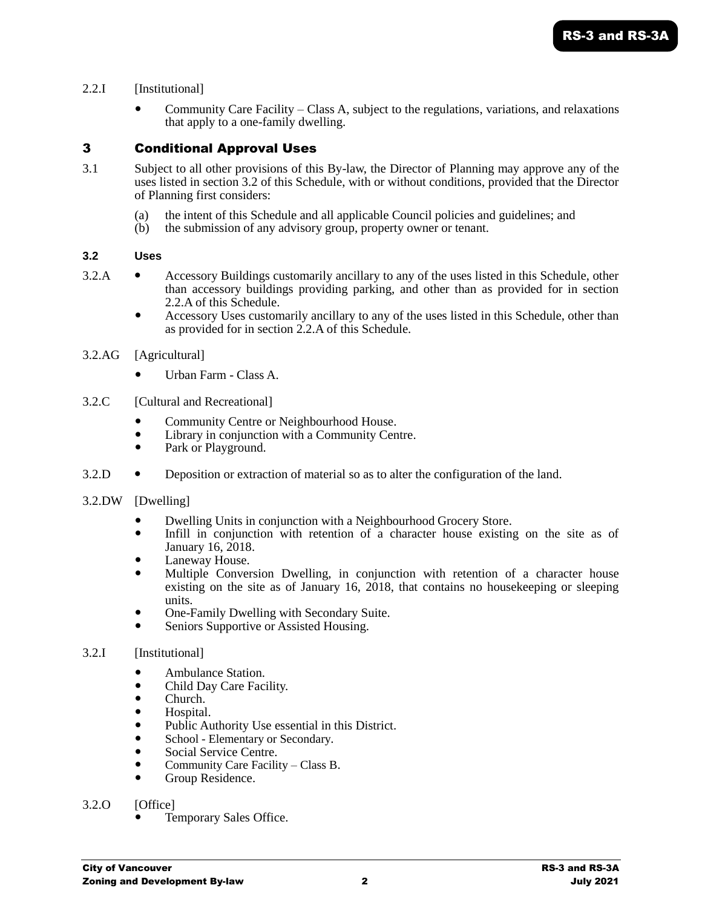2.2.I [Institutional]

- Community Care Facility – Class A, subject to the regulations, variations, and relaxations that apply to a one-family dwelling.

## 3 Conditional Approval Uses

3.1 Subject to all other provisions of this By-law, the Director of Planning may approve any of the uses listed in section 3.2 of this Schedule, with or without conditions, provided that the Director of Planning first considers:

(a) the intent of this Schedule and all applicable Council policies and guidelines; and
(b) the submission of any advisory group, property owner or tenant.

### 3.2 Uses

3.2.A
- Accessory Buildings customarily ancillary to any of the uses listed in this Schedule, other than accessory buildings providing parking, and other than as provided for in section 2.2.A of this Schedule.
- Accessory Uses customarily ancillary to any of the uses listed in this Schedule, other than as provided for in section 2.2.A of this Schedule.

3.2.AG [Agricultural]

- Urban Farm - Class A.

3.2.C [Cultural and Recreational]

- Community Centre or Neighbourhood House.
- Library in conjunction with a Community Centre.
- Park or Playground.

3.2.D
- Deposition or extraction of material so as to alter the configuration of the land.

3.2.DW [Dwelling]

- Dwelling Units in conjunction with a Neighbourhood Grocery Store.
- Infill in conjunction with retention of a character house existing on the site as of January 16, 2018.
- Laneway House.
- Multiple Conversion Dwelling, in conjunction with retention of a character house existing on the site as of January 16, 2018, that contains no housekeeping or sleeping units.
- One-Family Dwelling with Secondary Suite.
- Seniors Supportive or Assisted Housing.

3.2.I [Institutional]

- Ambulance Station.
- Child Day Care Facility.
- Church.
- Hospital.
- Public Authority Use essential in this District.
- School - Elementary or Secondary.
- Social Service Centre.
- Community Care Facility – Class B.
- Group Residence.

3.2.O [Office]
- Temporary Sales Office.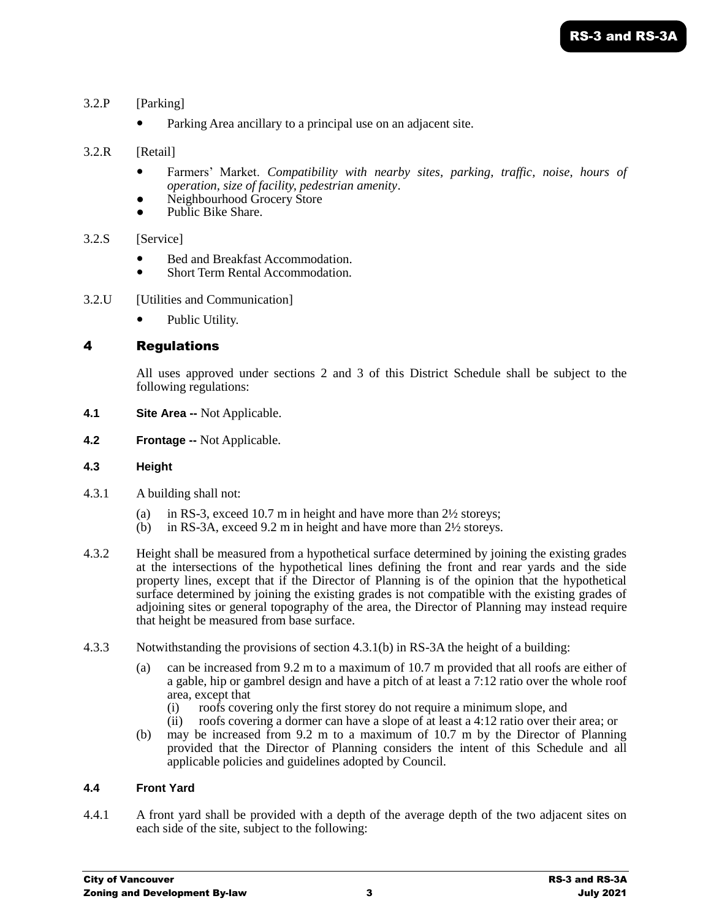3.2.P [Parking]

- Parking Area ancillary to a principal use on an adjacent site.

3.2.R [Retail]

- Farmers' Market. *Compatibility with nearby sites, parking, traffic, noise, hours of operation, size of facility, pedestrian amenity*.
- Neighbourhood Grocery Store
- Public Bike Share.

3.2.S [Service]

- Bed and Breakfast Accommodation.
- Short Term Rental Accommodation.

3.2.U [Utilities and Communication]

- Public Utility.

# 4 Regulations

All uses approved under sections 2 and 3 of this District Schedule shall be subject to the following regulations:

**4.1 Site Area --** Not Applicable.

**4.2 Frontage --** Not Applicable.

**4.3 Height**

4.3.1 A building shall not:

(a) in RS-3, exceed 10.7 m in height and have more than 2½ storeys;
(b) in RS-3A, exceed 9.2 m in height and have more than 2½ storeys.

4.3.2 Height shall be measured from a hypothetical surface determined by joining the existing grades at the intersections of the hypothetical lines defining the front and rear yards and the side property lines, except that if the Director of Planning is of the opinion that the hypothetical surface determined by joining the existing grades is not compatible with the existing grades of adjoining sites or general topography of the area, the Director of Planning may instead require that height be measured from base surface.

4.3.3 Notwithstanding the provisions of section 4.3.1(b) in RS-3A the height of a building:

(a) can be increased from 9.2 m to a maximum of 10.7 m provided that all roofs are either of a gable, hip or gambrel design and have a pitch of at least a 7:12 ratio over the whole roof area, except that
  (i) roofs covering only the first storey do not require a minimum slope, and
  (ii) roofs covering a dormer can have a slope of at least a 4:12 ratio over their area; or
(b) may be increased from 9.2 m to a maximum of 10.7 m by the Director of Planning provided that the Director of Planning considers the intent of this Schedule and all applicable policies and guidelines adopted by Council.

**4.4 Front Yard**

4.4.1 A front yard shall be provided with a depth of the average depth of the two adjacent sites on each side of the site, subject to the following: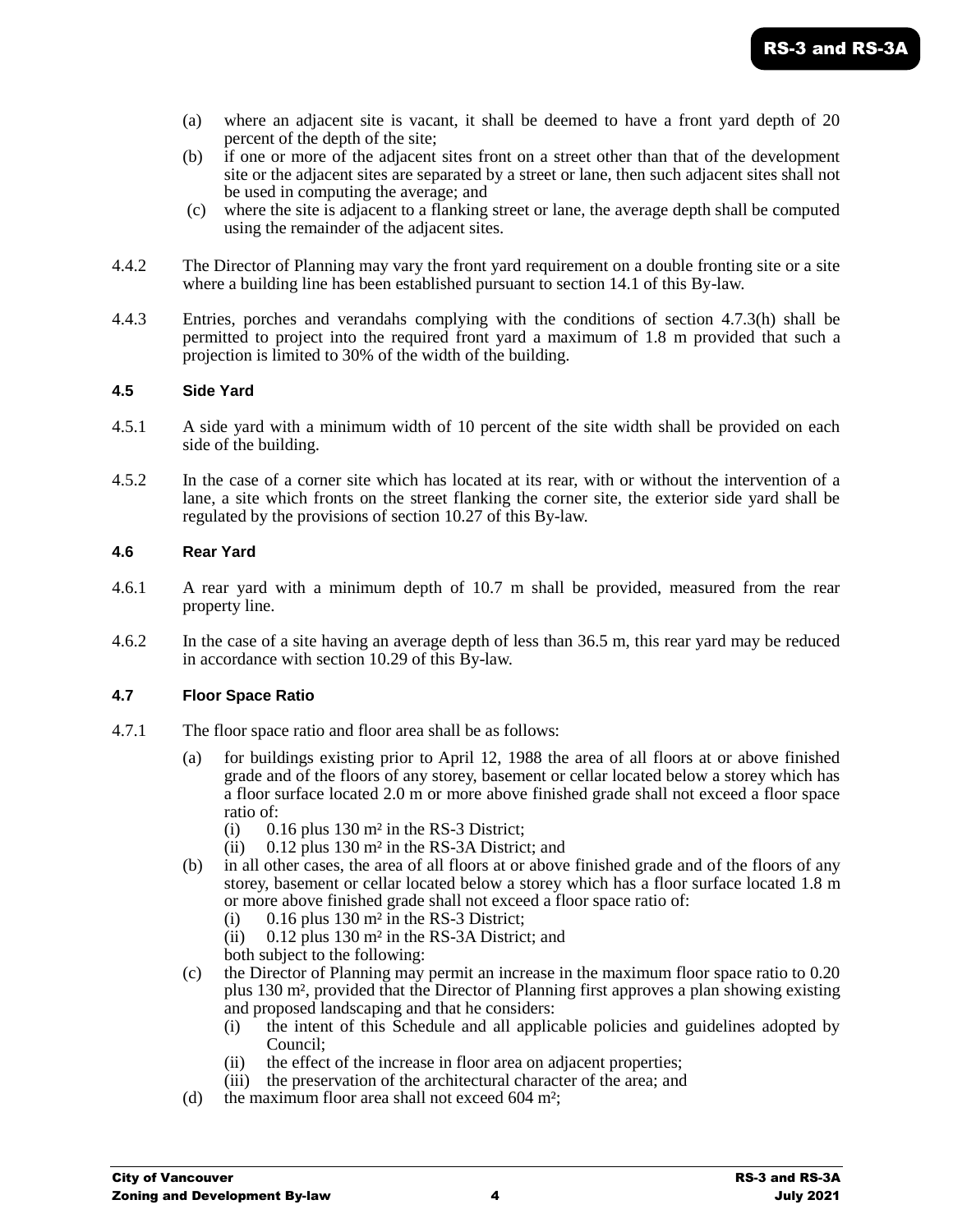(a) where an adjacent site is vacant, it shall be deemed to have a front yard depth of 20 percent of the depth of the site;

(b) if one or more of the adjacent sites front on a street other than that of the development site or the adjacent sites are separated by a street or lane, then such adjacent sites shall not be used in computing the average; and

(c) where the site is adjacent to a flanking street or lane, the average depth shall be computed using the remainder of the adjacent sites.

4.4.2 The Director of Planning may vary the front yard requirement on a double fronting site or a site where a building line has been established pursuant to section 14.1 of this By-law.

4.4.3 Entries, porches and verandahs complying with the conditions of section 4.7.3(h) shall be permitted to project into the required front yard a maximum of 1.8 m provided that such a projection is limited to 30% of the width of the building.

#### 4.5 Side Yard

4.5.1 A side yard with a minimum width of 10 percent of the site width shall be provided on each side of the building.

4.5.2 In the case of a corner site which has located at its rear, with or without the intervention of a lane, a site which fronts on the street flanking the corner site, the exterior side yard shall be regulated by the provisions of section 10.27 of this By-law.

#### 4.6 Rear Yard

4.6.1 A rear yard with a minimum depth of 10.7 m shall be provided, measured from the rear property line.

4.6.2 In the case of a site having an average depth of less than 36.5 m, this rear yard may be reduced in accordance with section 10.29 of this By-law.

#### 4.7 Floor Space Ratio

4.7.1 The floor space ratio and floor area shall be as follows:

(a) for buildings existing prior to April 12, 1988 the area of all floors at or above finished grade and of the floors of any storey, basement or cellar located below a storey which has a floor surface located 2.0 m or more above finished grade shall not exceed a floor space ratio of:
   - (i) 0.16 plus 130 m² in the RS-3 District;
   - (ii) 0.12 plus 130 m² in the RS-3A District; and

(b) in all other cases, the area of all floors at or above finished grade and of the floors of any storey, basement or cellar located below a storey which has a floor surface located 1.8 m or more above finished grade shall not exceed a floor space ratio of:
   - (i) 0.16 plus 130 m² in the RS-3 District;
   - (ii) 0.12 plus 130 m² in the RS-3A District; and

   both subject to the following:

(c) the Director of Planning may permit an increase in the maximum floor space ratio to 0.20 plus 130 m², provided that the Director of Planning first approves a plan showing existing and proposed landscaping and that he considers:
   - (i) the intent of this Schedule and all applicable policies and guidelines adopted by Council;
   - (ii) the effect of the increase in floor area on adjacent properties;
   - (iii) the preservation of the architectural character of the area; and

(d) the maximum floor area shall not exceed 604 m²;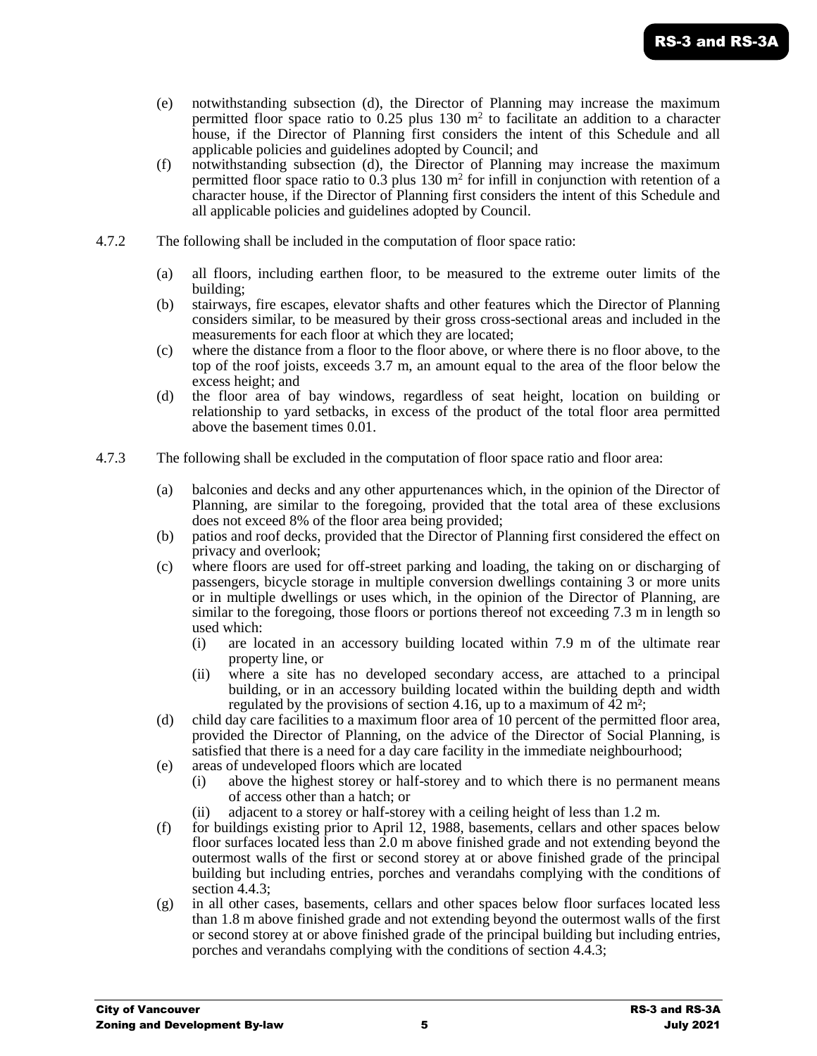(e) notwithstanding subsection (d), the Director of Planning may increase the maximum permitted floor space ratio to 0.25 plus 130 m$^2$ to facilitate an addition to a character house, if the Director of Planning first considers the intent of this Schedule and all applicable policies and guidelines adopted by Council; and

(f) notwithstanding subsection (d), the Director of Planning may increase the maximum permitted floor space ratio to 0.3 plus 130 m$^2$ for infill in conjunction with retention of a character house, if the Director of Planning first considers the intent of this Schedule and all applicable policies and guidelines adopted by Council.

4.7.2 The following shall be included in the computation of floor space ratio:

(a) all floors, including earthen floor, to be measured to the extreme outer limits of the building;

(b) stairways, fire escapes, elevator shafts and other features which the Director of Planning considers similar, to be measured by their gross cross-sectional areas and included in the measurements for each floor at which they are located;

(c) where the distance from a floor to the floor above, or where there is no floor above, to the top of the roof joists, exceeds 3.7 m, an amount equal to the area of the floor below the excess height; and

(d) the floor area of bay windows, regardless of seat height, location on building or relationship to yard setbacks, in excess of the product of the total floor area permitted above the basement times 0.01.

4.7.3 The following shall be excluded in the computation of floor space ratio and floor area:

(a) balconies and decks and any other appurtenances which, in the opinion of the Director of Planning, are similar to the foregoing, provided that the total area of these exclusions does not exceed 8% of the floor area being provided;

(b) patios and roof decks, provided that the Director of Planning first considered the effect on privacy and overlook;

(c) where floors are used for off-street parking and loading, the taking on or discharging of passengers, bicycle storage in multiple conversion dwellings containing 3 or more units or in multiple dwellings or uses which, in the opinion of the Director of Planning, are similar to the foregoing, those floors or portions thereof not exceeding 7.3 m in length so used which:
   - (i) are located in an accessory building located within 7.9 m of the ultimate rear property line, or
   - (ii) where a site has no developed secondary access, are attached to a principal building, or in an accessory building located within the building depth and width regulated by the provisions of section 4.16, up to a maximum of 42 m$^2$;

(d) child day care facilities to a maximum floor area of 10 percent of the permitted floor area, provided the Director of Planning, on the advice of the Director of Social Planning, is satisfied that there is a need for a day care facility in the immediate neighbourhood;

(e) areas of undeveloped floors which are located
   - (i) above the highest storey or half-storey and to which there is no permanent means of access other than a hatch; or
   - (ii) adjacent to a storey or half-storey with a ceiling height of less than 1.2 m.

(f) for buildings existing prior to April 12, 1988, basements, cellars and other spaces below floor surfaces located less than 2.0 m above finished grade and not extending beyond the outermost walls of the first or second storey at or above finished grade of the principal building but including entries, porches and verandahs complying with the conditions of section 4.4.3;

(g) in all other cases, basements, cellars and other spaces below floor surfaces located less than 1.8 m above finished grade and not extending beyond the outermost walls of the first or second storey at or above finished grade of the principal building but including entries, porches and verandahs complying with the conditions of section 4.4.3;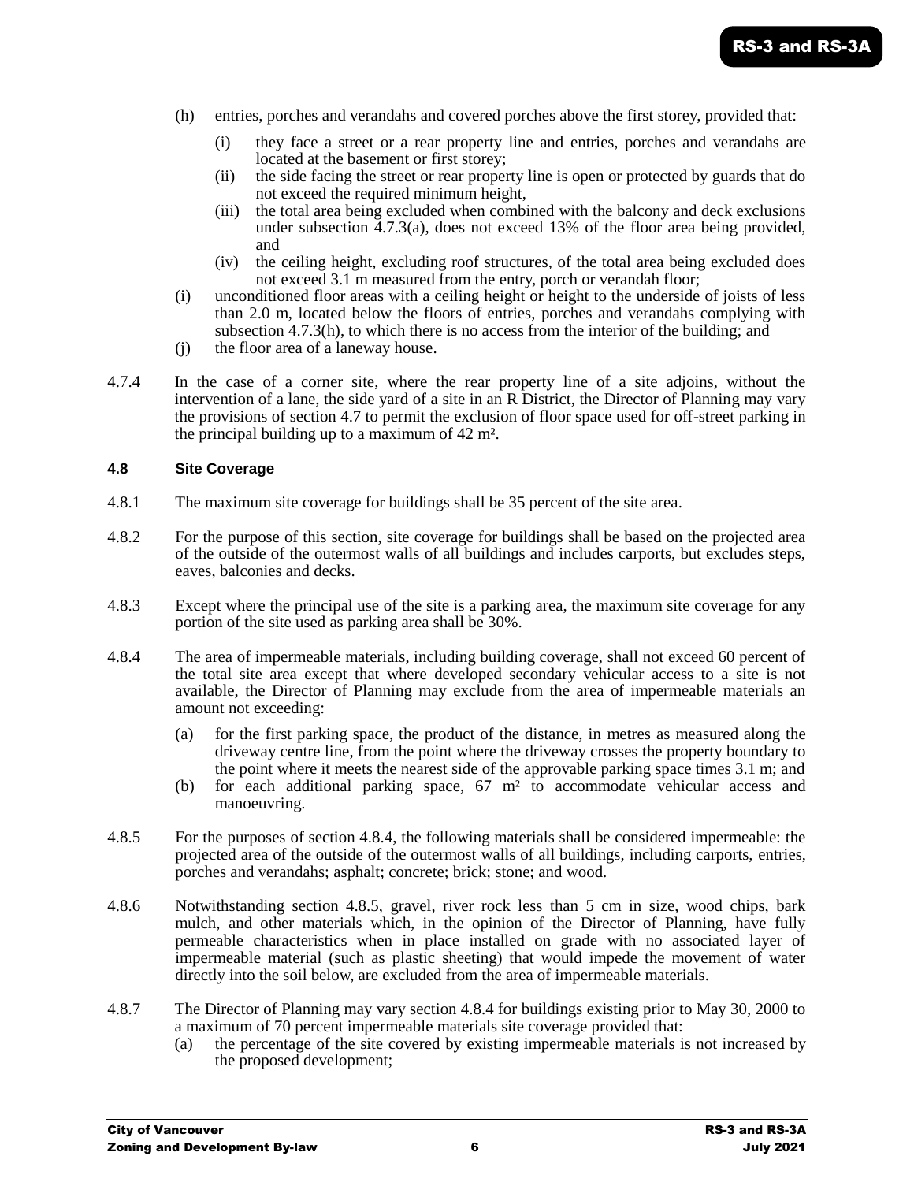(h) entries, porches and verandahs and covered porches above the first storey, provided that:

   (i) they face a street or a rear property line and entries, porches and verandahs are located at the basement or first storey;
   (ii) the side facing the street or rear property line is open or protected by guards that do not exceed the required minimum height,
   (iii) the total area being excluded when combined with the balcony and deck exclusions under subsection 4.7.3(a), does not exceed 13% of the floor area being provided, and
   (iv) the ceiling height, excluding roof structures, of the total area being excluded does not exceed 3.1 m measured from the entry, porch or verandah floor;

(i) unconditioned floor areas with a ceiling height or height to the underside of joists of less than 2.0 m, located below the floors of entries, porches and verandahs complying with subsection 4.7.3(h), to which there is no access from the interior of the building; and

(j) the floor area of a laneway house.

4.7.4 In the case of a corner site, where the rear property line of a site adjoins, without the intervention of a lane, the side yard of a site in an R District, the Director of Planning may vary the provisions of section 4.7 to permit the exclusion of floor space used for off-street parking in the principal building up to a maximum of 42 m².

### 4.8 Site Coverage

4.8.1 The maximum site coverage for buildings shall be 35 percent of the site area.

4.8.2 For the purpose of this section, site coverage for buildings shall be based on the projected area of the outside of the outermost walls of all buildings and includes carports, but excludes steps, eaves, balconies and decks.

4.8.3 Except where the principal use of the site is a parking area, the maximum site coverage for any portion of the site used as parking area shall be 30%.

4.8.4 The area of impermeable materials, including building coverage, shall not exceed 60 percent of the total site area except that where developed secondary vehicular access to a site is not available, the Director of Planning may exclude from the area of impermeable materials an amount not exceeding:

(a) for the first parking space, the product of the distance, in metres as measured along the driveway centre line, from the point where the driveway crosses the property boundary to the point where it meets the nearest side of the approvable parking space times 3.1 m; and

(b) for each additional parking space, 67 m² to accommodate vehicular access and manoeuvring.

4.8.5 For the purposes of section 4.8.4, the following materials shall be considered impermeable: the projected area of the outside of the outermost walls of all buildings, including carports, entries, porches and verandahs; asphalt; concrete; brick; stone; and wood.

4.8.6 Notwithstanding section 4.8.5, gravel, river rock less than 5 cm in size, wood chips, bark mulch, and other materials which, in the opinion of the Director of Planning, have fully permeable characteristics when in place installed on grade with no associated layer of impermeable material (such as plastic sheeting) that would impede the movement of water directly into the soil below, are excluded from the area of impermeable materials.

4.8.7 The Director of Planning may vary section 4.8.4 for buildings existing prior to May 30, 2000 to a maximum of 70 percent impermeable materials site coverage provided that:

(a) the percentage of the site covered by existing impermeable materials is not increased by the proposed development;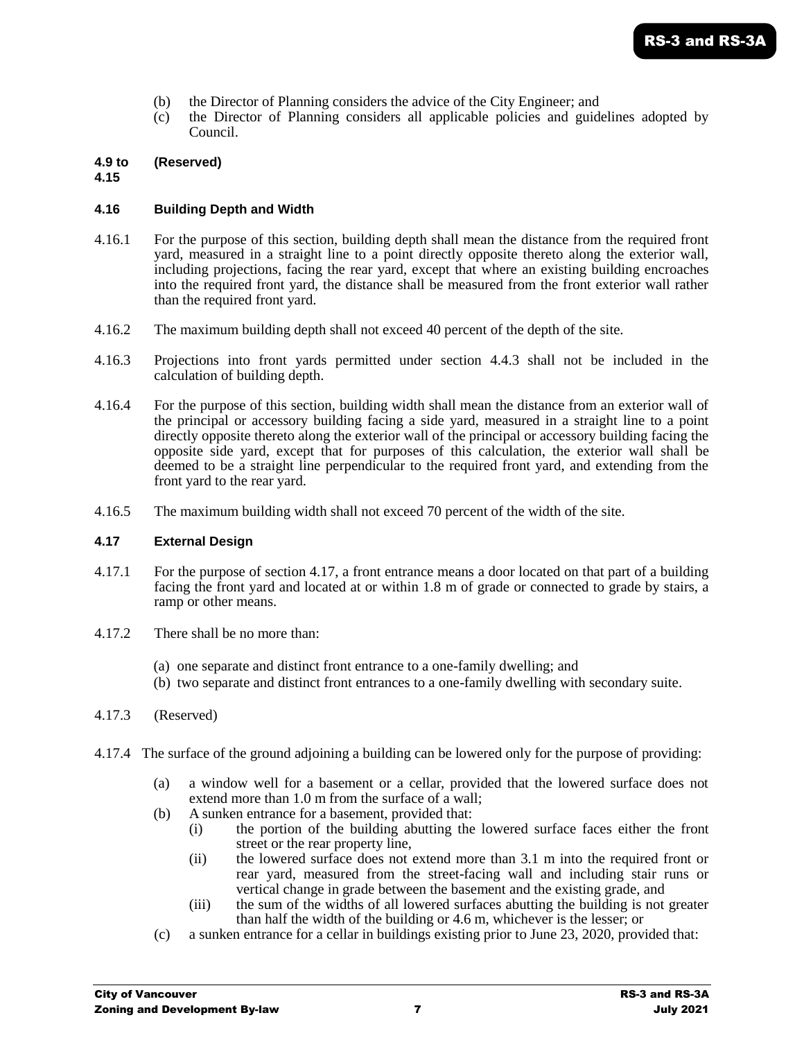(b) the Director of Planning considers the advice of the City Engineer; and

(c) the Director of Planning considers all applicable policies and guidelines adopted by Council.

**4.9 to 4.15 (Reserved)**

**4.16 Building Depth and Width**

4.16.1 For the purpose of this section, building depth shall mean the distance from the required front yard, measured in a straight line to a point directly opposite thereto along the exterior wall, including projections, facing the rear yard, except that where an existing building encroaches into the required front yard, the distance shall be measured from the front exterior wall rather than the required front yard.

4.16.2 The maximum building depth shall not exceed 40 percent of the depth of the site.

4.16.3 Projections into front yards permitted under section 4.4.3 shall not be included in the calculation of building depth.

4.16.4 For the purpose of this section, building width shall mean the distance from an exterior wall of the principal or accessory building facing a side yard, measured in a straight line to a point directly opposite thereto along the exterior wall of the principal or accessory building facing the opposite side yard, except that for purposes of this calculation, the exterior wall shall be deemed to be a straight line perpendicular to the required front yard, and extending from the front yard to the rear yard.

4.16.5 The maximum building width shall not exceed 70 percent of the width of the site.

**4.17 External Design**

4.17.1 For the purpose of section 4.17, a front entrance means a door located on that part of a building facing the front yard and located at or within 1.8 m of grade or connected to grade by stairs, a ramp or other means.

4.17.2 There shall be no more than:

(a) one separate and distinct front entrance to a one-family dwelling; and

(b) two separate and distinct front entrances to a one-family dwelling with secondary suite.

4.17.3 (Reserved)

4.17.4 The surface of the ground adjoining a building can be lowered only for the purpose of providing:

(a) a window well for a basement or a cellar, provided that the lowered surface does not extend more than 1.0 m from the surface of a wall;

(b) A sunken entrance for a basement, provided that:

   (i) the portion of the building abutting the lowered surface faces either the front street or the rear property line,

   (ii) the lowered surface does not extend more than 3.1 m into the required front or rear yard, measured from the street-facing wall and including stair runs or vertical change in grade between the basement and the existing grade, and

   (iii) the sum of the widths of all lowered surfaces abutting the building is not greater than half the width of the building or 4.6 m, whichever is the lesser; or

(c) a sunken entrance for a cellar in buildings existing prior to June 23, 2020, provided that: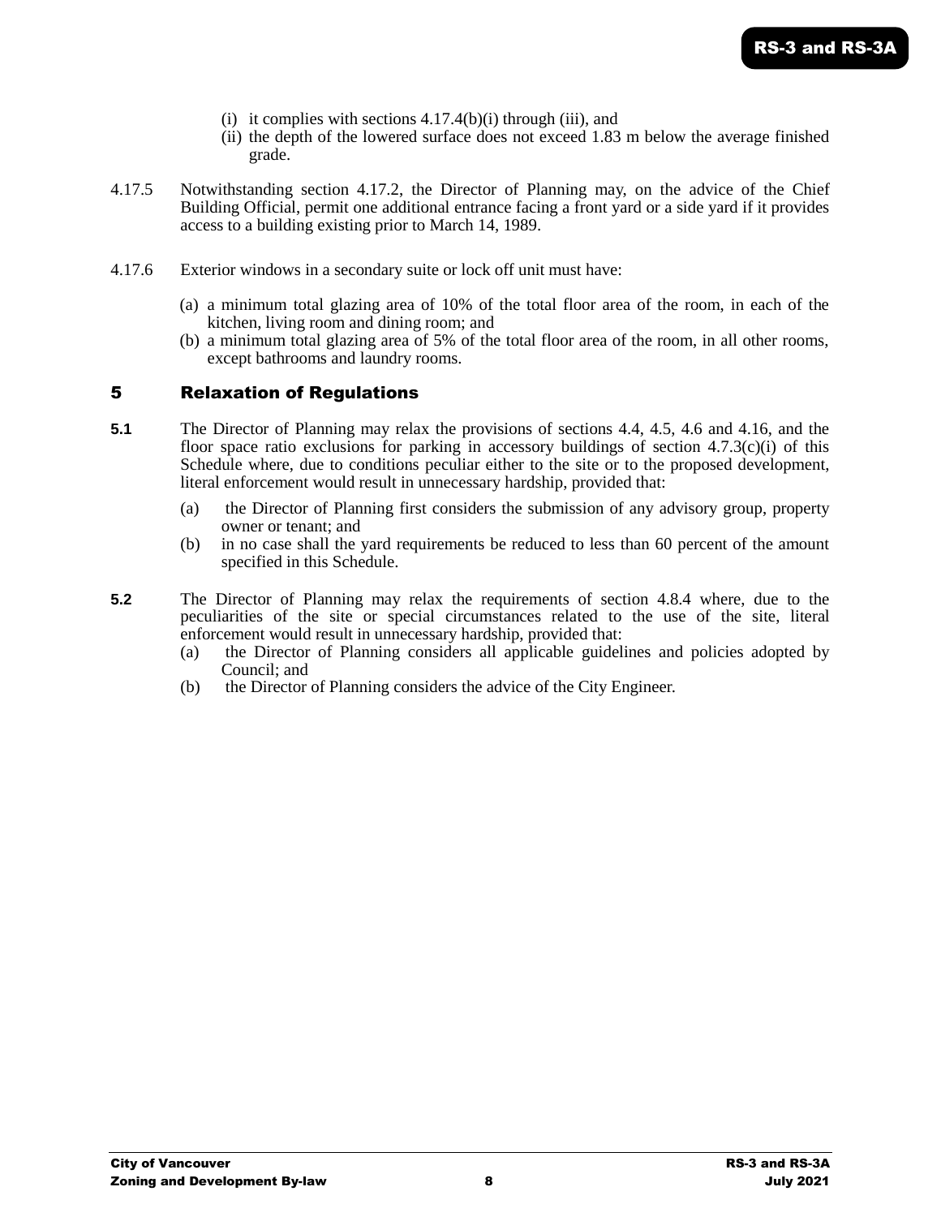(i) it complies with sections 4.17.4(b)(i) through (iii), and
(ii) the depth of the lowered surface does not exceed 1.83 m below the average finished grade.

4.17.5 Notwithstanding section 4.17.2, the Director of Planning may, on the advice of the Chief Building Official, permit one additional entrance facing a front yard or a side yard if it provides access to a building existing prior to March 14, 1989.

4.17.6 Exterior windows in a secondary suite or lock off unit must have:

(a) a minimum total glazing area of 10% of the total floor area of the room, in each of the kitchen, living room and dining room; and
(b) a minimum total glazing area of 5% of the total floor area of the room, in all other rooms, except bathrooms and laundry rooms.

## 5 Relaxation of Regulations

**5.1** The Director of Planning may relax the provisions of sections 4.4, 4.5, 4.6 and 4.16, and the floor space ratio exclusions for parking in accessory buildings of section 4.7.3(c)(i) of this Schedule where, due to conditions peculiar either to the site or to the proposed development, literal enforcement would result in unnecessary hardship, provided that:

(a) the Director of Planning first considers the submission of any advisory group, property owner or tenant; and
(b) in no case shall the yard requirements be reduced to less than 60 percent of the amount specified in this Schedule.

**5.2** The Director of Planning may relax the requirements of section 4.8.4 where, due to the peculiarities of the site or special circumstances related to the use of the site, literal enforcement would result in unnecessary hardship, provided that:

(a) the Director of Planning considers all applicable guidelines and policies adopted by Council; and
(b) the Director of Planning considers the advice of the City Engineer.